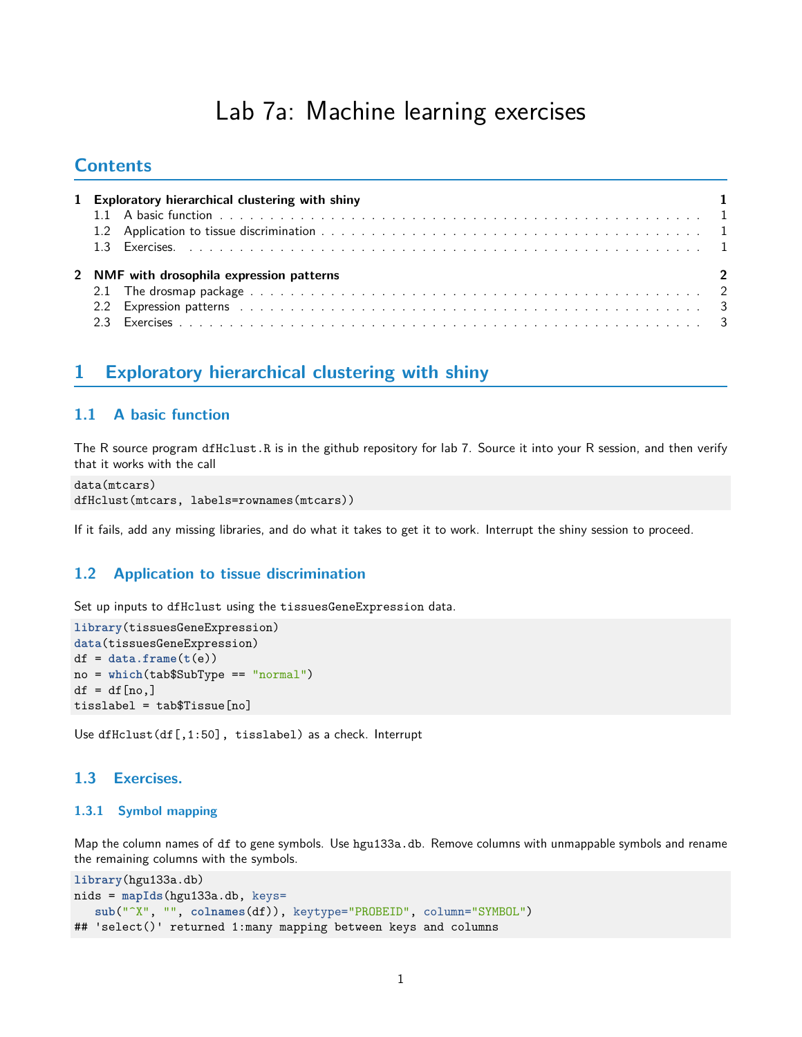# Lab 7a: Machine learning exercises

## Contents

**1 Exploratory hierarchical clustering with shiny** . . . 1
- 1.1 A basic function . . . 1
- 1.2 Application to tissue discrimination . . . 1
- 1.3 Exercises. . . . 1

**2 NMF with drosophila expression patterns** . . . 2
- 2.1 The drosmap package . . . 2
- 2.2 Expression patterns . . . 3
- 2.3 Exercises . . . 3

## 1 Exploratory hierarchical clustering with shiny

### 1.1 A basic function

The R source program `dfHclust.R` is in the github repository for lab 7. Source it into your R session, and then verify that it works with the call

```
data(mtcars)
dfHclust(mtcars, labels=rownames(mtcars))
```

If it fails, add any missing libraries, and do what it takes to get it to work. Interrupt the shiny session to proceed.

### 1.2 Application to tissue discrimination

Set up inputs to `dfHclust` using the `tissuesGeneExpression` data.

```
library(tissuesGeneExpression)
data(tissuesGeneExpression)
df = data.frame(t(e))
no = which(tab$SubType == "normal")
df = df[no,]
tisslabel = tab$Tissue[no]
```

Use `dfHclust(df[,1:50], tisslabel)` as a check. Interrupt

### 1.3 Exercises.

#### 1.3.1 Symbol mapping

Map the column names of `df` to gene symbols. Use `hgu133a.db`. Remove columns with unmappable symbols and rename the remaining columns with the symbols.

```
library(hgu133a.db)
nids = mapIds(hgu133a.db, keys=
   sub("^X", "", colnames(df)), keytype="PROBEID", column="SYMBOL")
## 'select()' returned 1:many mapping between keys and columns
```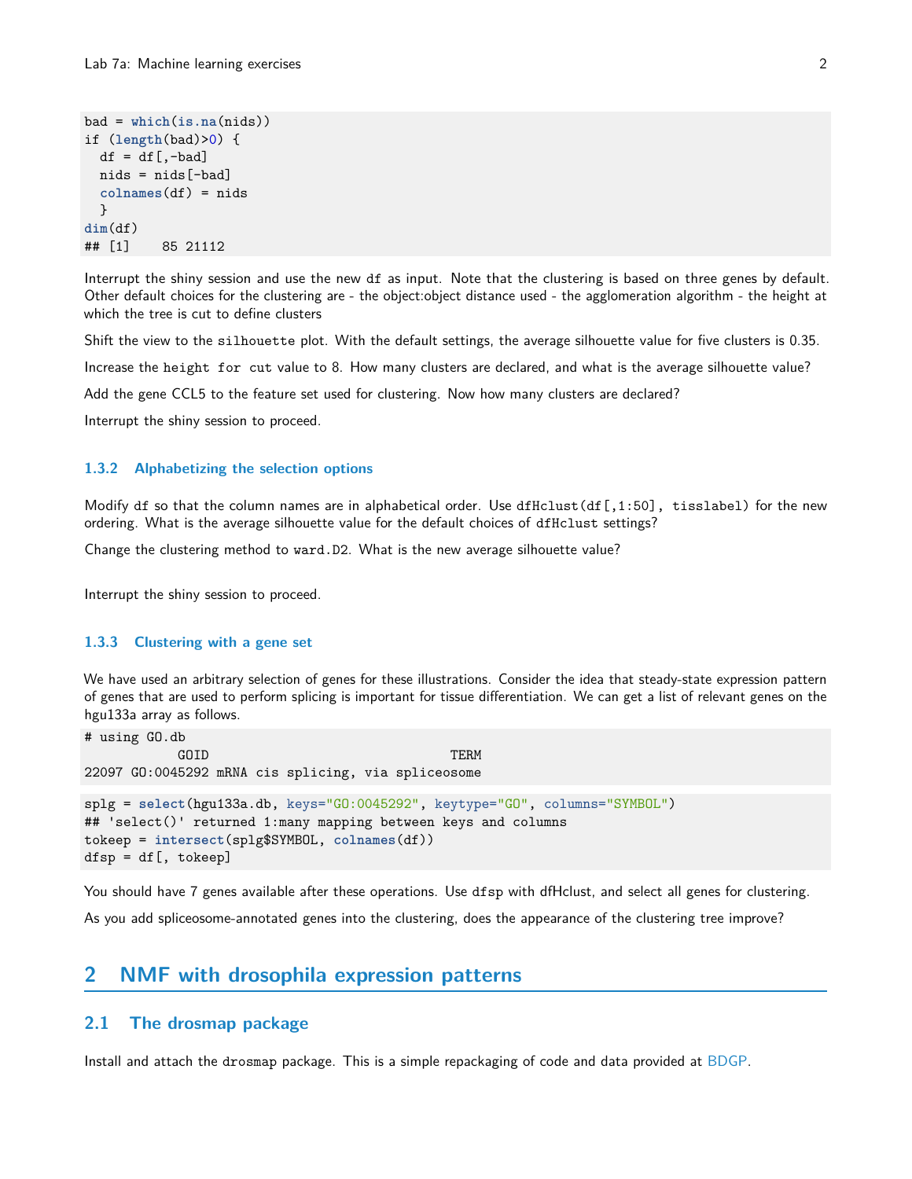```
bad = which(is.na(nids))
if (length(bad)>0) {
  df = df[,-bad]
  nids = nids[-bad]
  colnames(df) = nids
  }
dim(df)
## [1]    85 21112
```

Interrupt the shiny session and use the new df as input. Note that the clustering is based on three genes by default. Other default choices for the clustering are - the object:object distance used - the agglomeration algorithm - the height at which the tree is cut to define clusters

Shift the view to the silhouette plot. With the default settings, the average silhouette value for five clusters is 0.35.

Increase the height for cut value to 8. How many clusters are declared, and what is the average silhouette value?

Add the gene CCL5 to the feature set used for clustering. Now how many clusters are declared?

Interrupt the shiny session to proceed.

### 1.3.2 Alphabetizing the selection options

Modify df so that the column names are in alphabetical order. Use dfHclust(df[,1:50], tisslabel) for the new ordering. What is the average silhouette value for the default choices of dfHclust settings?

Change the clustering method to ward.D2. What is the new average silhouette value?

Interrupt the shiny session to proceed.

### 1.3.3 Clustering with a gene set

We have used an arbitrary selection of genes for these illustrations. Consider the idea that steady-state expression pattern of genes that are used to perform splicing is important for tissue differentiation. We can get a list of relevant genes on the hgu133a array as follows.

```
# using GO.db
           GOID                               TERM
22097 GO:0045292 mRNA cis splicing, via spliceosome
```

```
splg = select(hgu133a.db, keys="GO:0045292", keytype="GO", columns="SYMBOL")
## 'select()' returned 1:many mapping between keys and columns
tokeep = intersect(splg$SYMBOL, colnames(df))
dfsp = df[, tokeep]
```

You should have 7 genes available after these operations. Use dfsp with dfHclust, and select all genes for clustering.

As you add spliceosome-annotated genes into the clustering, does the appearance of the clustering tree improve?

# 2 NMF with drosophila expression patterns

## 2.1 The drosmap package

Install and attach the drosmap package. This is a simple repackaging of code and data provided at BDGP.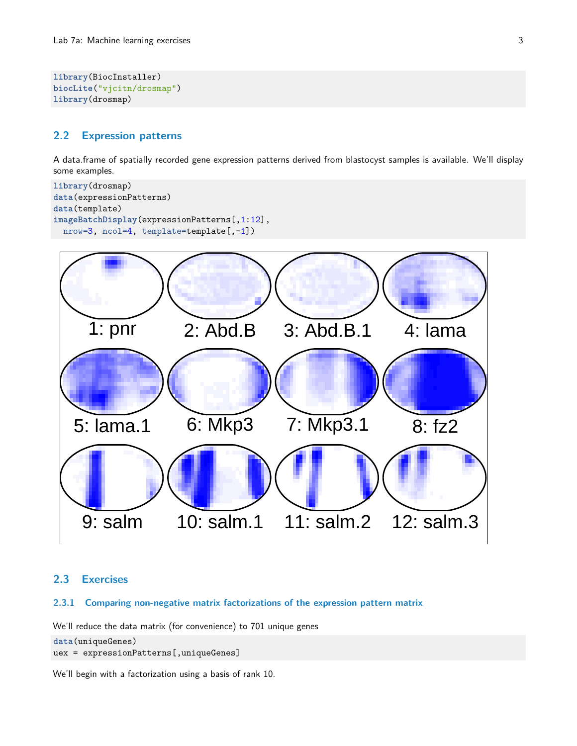```
library(BiocInstaller)
biocLite("vjcitn/drosmap")
library(drosmap)
```

## 2.2 Expression patterns

A data.frame of spatially recorded gene expression patterns derived from blastocyst samples is available. We'll display some examples.

```
library(drosmap)
data(expressionPatterns)
data(template)
imageBatchDisplay(expressionPatterns[,1:12],
  nrow=3, ncol=4, template=template[,-1])
```

## 2.3 Exercises

### 2.3.1 Comparing non-negative matrix factorizations of the expression pattern matrix

We'll reduce the data matrix (for convenience) to 701 unique genes

```
data(uniqueGenes)
uex = expressionPatterns[,uniqueGenes]
```

We'll begin with a factorization using a basis of rank 10.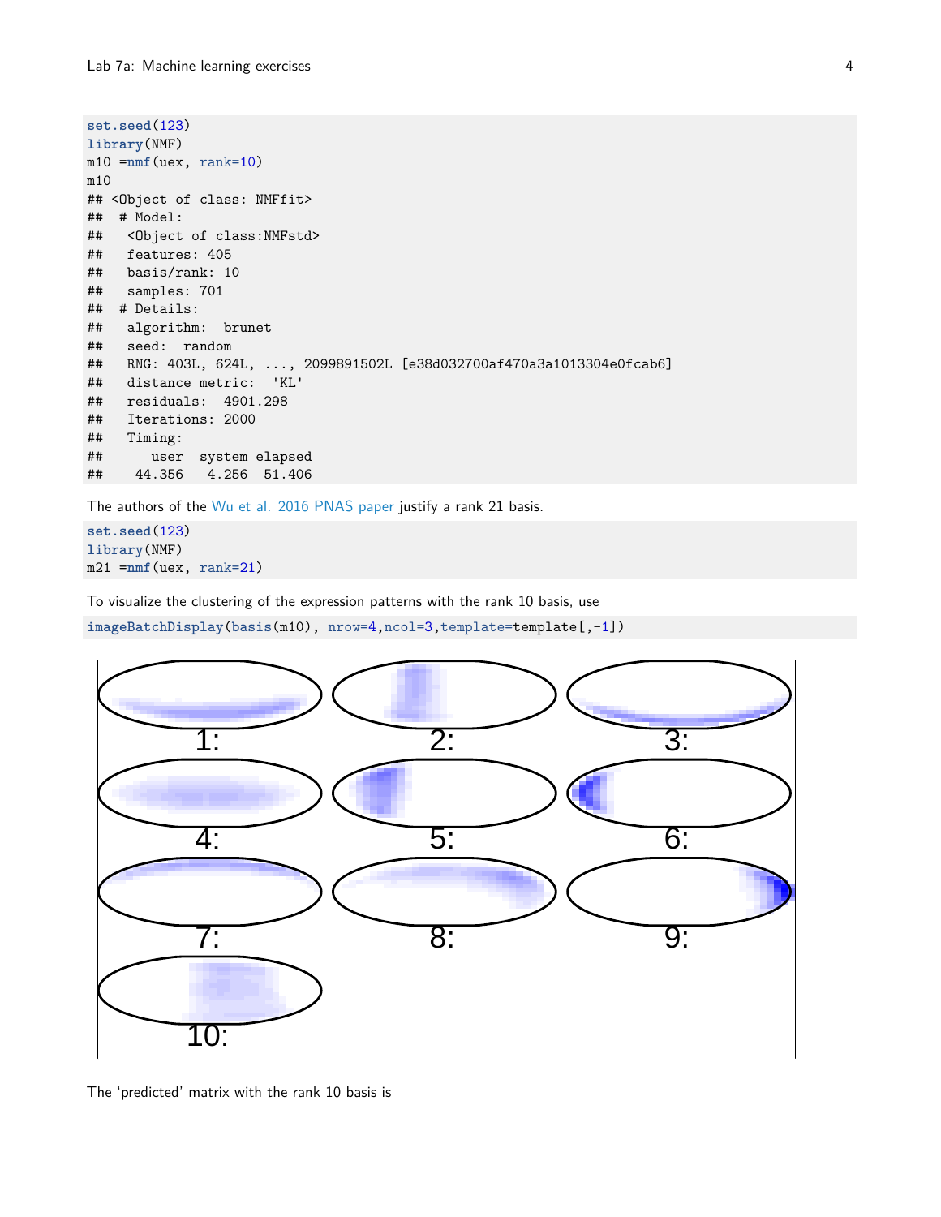```
set.seed(123)
library(NMF)
m10 =nmf(uex, rank=10)
m10
## <Object of class: NMFfit>
##  # Model:
##   <Object of class:NMFstd>
##   features: 405
##   basis/rank: 10
##   samples: 701
##  # Details:
##   algorithm:  brunet
##   seed:  random
##   RNG: 403L, 624L, ..., 2099891502L [e38d032700af470a3a1013304e0fcab6]
##   distance metric:  'KL'
##   residuals:  4901.298
##   Iterations: 2000
##   Timing:
##      user  system elapsed
##    44.356   4.256  51.406
```

The authors of the Wu et al. 2016 PNAS paper justify a rank 21 basis.

```
set.seed(123)
library(NMF)
m21 =nmf(uex, rank=21)
```

To visualize the clustering of the expression patterns with the rank 10 basis, use

```
imageBatchDisplay(basis(m10), nrow=4,ncol=3,template=template[,-1])
```

The 'predicted' matrix with the rank 10 basis is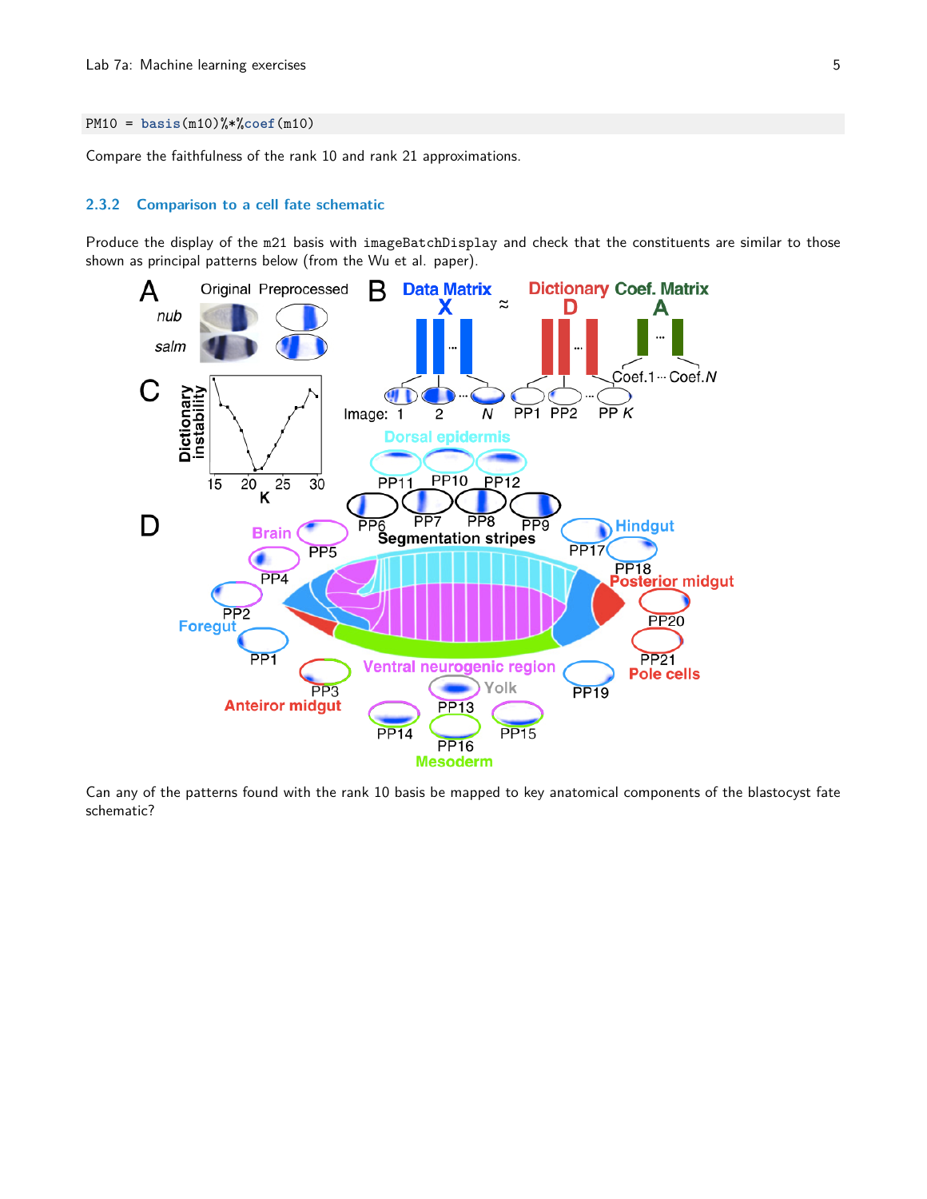```
PM10 = basis(m10)%*%coef(m10)
```

Compare the faithfulness of the rank 10 and rank 21 approximations.

### 2.3.2 Comparison to a cell fate schematic

Produce the display of the `m21` basis with `imageBatchDisplay` and check that the constituents are similar to those shown as principal patterns below (from the Wu et al. paper).

A
Original Preprocessed
nub
salm

B
Data Matrix X ≈ Dictionary D Coef. Matrix A
Image: 1 2 ... N
PP1 PP2 ... PP K
Coef.1 ... Coef.N

C
Dictionary instability
15 20 25 30
K

D
Dorsal epidermis
PP11 PP10 PP12
PP6 PP7 PP8 PP9
Segmentation stripes
Brain
PP5
PP4
PP2
Foregut
PP1
PP3
Anteiror midgut
Ventral neurogenic region
Yolk
PP13
PP14 PP15
PP16
Mesoderm
PP19
Hindgut
PP17
PP18
Posterior midgut
PP20
PP21
Pole cells

Can any of the patterns found with the rank 10 basis be mapped to key anatomical components of the blastocyst fate schematic?